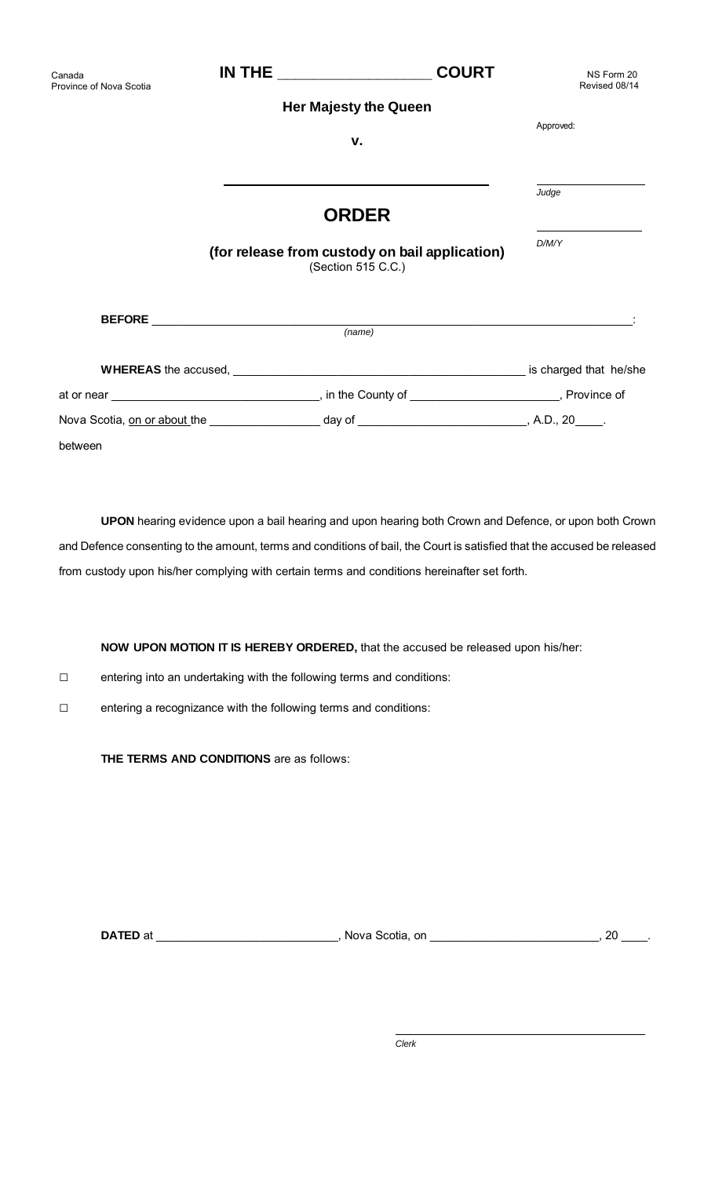Canada
Province of Nova Scotia

**IN THE \_\_\_\_\_\_\_\_\_\_\_\_\_\_\_\_\_\_\_\_ COURT**

NS Form 20
Revised 08/14

**Her Majesty the Queen**

**v.**

\_\_\_\_\_\_\_\_\_\_\_\_\_\_\_\_\_\_\_\_\_\_\_\_\_\_\_\_\_\_\_\_\_\_\_\_\_\_\_\_

Approved:

\_\_\_\_\_\_\_\_\_\_\_\_\_\_\_\_\_\_
*Judge*

\_\_\_\_\_\_\_\_\_\_\_\_\_\_\_\_\_\_
*D/M/Y*

# ORDER

## (for release from custody on bail application)

(Section 515 C.C.)

**BEFORE** \_\_\_\_\_\_\_\_\_\_\_\_\_\_\_\_\_\_\_\_\_\_\_\_\_\_\_\_\_\_\_\_\_\_\_\_\_\_\_\_\_\_\_\_\_\_\_\_\_\_\_\_\_\_\_\_\_\_\_\_\_\_\_\_\_\_:
*(name)*

**WHEREAS** the accused, \_\_\_\_\_\_\_\_\_\_\_\_\_\_\_\_\_\_\_\_\_\_\_\_\_\_\_\_\_\_\_\_\_\_\_\_\_\_\_\_\_\_\_\_ is charged that he/she at or near \_\_\_\_\_\_\_\_\_\_\_\_\_\_\_\_\_\_\_\_\_\_\_\_\_\_\_\_\_\_\_\_, in the County of \_\_\_\_\_\_\_\_\_\_\_\_\_\_\_\_\_\_\_\_\_\_\_, Province of Nova Scotia, on or about the \_\_\_\_\_\_\_\_\_\_\_\_\_\_\_\_\_ day of \_\_\_\_\_\_\_\_\_\_\_\_\_\_\_\_\_\_\_\_\_\_\_\_\_\_, A.D., 20\_\_\_\_.

between

**UPON** hearing evidence upon a bail hearing and upon hearing both Crown and Defence, or upon both Crown and Defence consenting to the amount, terms and conditions of bail, the Court is satisfied that the accused be released from custody upon his/her complying with certain terms and conditions hereinafter set forth.

**NOW UPON MOTION IT IS HEREBY ORDERED,** that the accused be released upon his/her:

☐ entering into an undertaking with the following terms and conditions:

☐ entering a recognizance with the following terms and conditions:

**THE TERMS AND CONDITIONS** are as follows:

**DATED** at \_\_\_\_\_\_\_\_\_\_\_\_\_\_\_\_\_\_\_\_\_\_\_\_\_\_\_\_, Nova Scotia, on \_\_\_\_\_\_\_\_\_\_\_\_\_\_\_\_\_\_\_\_\_\_\_\_\_\_, 20 \_\_\_\_.

\_\_\_\_\_\_\_\_\_\_\_\_\_\_\_\_\_\_\_\_\_\_\_\_\_\_\_\_\_\_\_\_\_\_\_\_\_\_\_\_
*Clerk*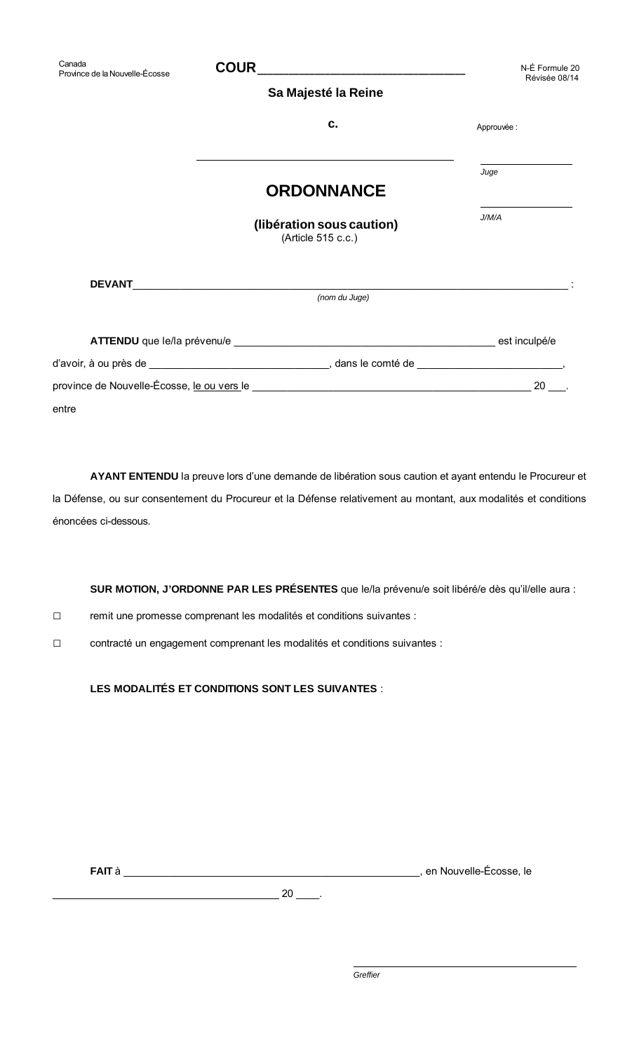Canada
Province de la Nouvelle-Écosse

**COUR** ______________________________

N-É Formule 20
Révisée 08/14

**Sa Majesté la Reine**

**c.**

Approuvée :

____________________________________________

______________
*Juge*

# ORDONNANCE

**(libération sous caution)**
(Article 515 c.c.)

______________
*J/M/A*

**DEVANT** ________________________________________________________________ :
*(nom du Juge)*

**ATTENDU** que le/la prévenu/e ________________________________________ est inculpé/e

d'avoir, à ou près de ____________________________, dans le comté de ______________________,

province de Nouvelle-Écosse, le ou vers le ____________________________________________ 20 ___.

entre

**AYANT ENTENDU** la preuve lors d'une demande de libération sous caution et ayant entendu le Procureur et la Défense, ou sur consentement du Procureur et la Défense relativement au montant, aux modalités et conditions énoncées ci-dessous.

**SUR MOTION, J'ORDONNE PAR LES PRÉSENTES** que le/la prévenu/e soit libéré/e dès qu'il/elle aura :

☐ remit une promesse comprenant les modalités et conditions suivantes :

☐ contracté un engagement comprenant les modalités et conditions suivantes :

**LES MODALITÉS ET CONDITIONS SONT LES SUIVANTES** :

**FAIT** à ________________________________________________, en Nouvelle-Écosse, le

____________________________________ 20 ____.

____________________________________
*Greffier*